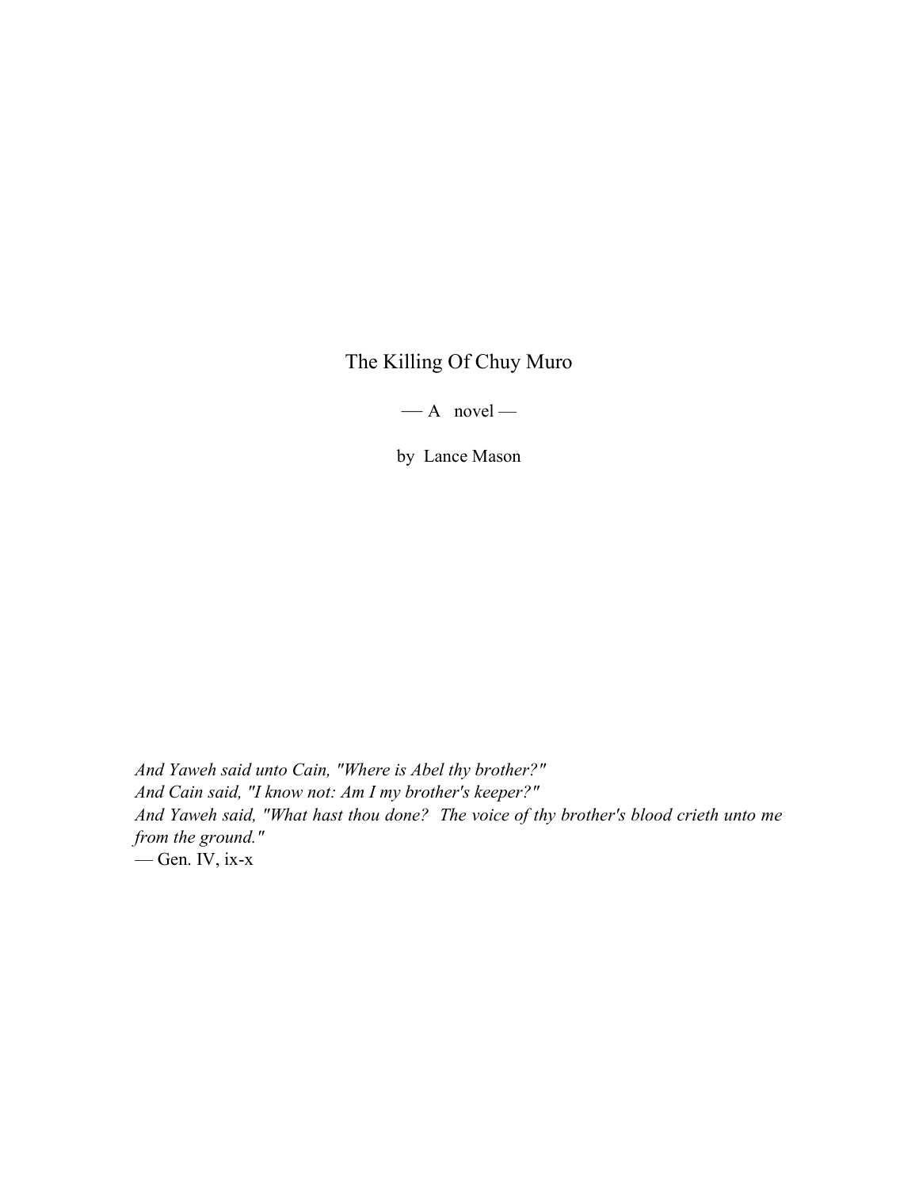# The Killing Of Chuy Muro

— A novel —

by Lance Mason

*And Yaweh said unto Cain, "Where is Abel thy brother?"*
*And Cain said, "I know not: Am I my brother's keeper?"*
*And Yaweh said, "What hast thou done? The voice of thy brother's blood crieth unto me from the ground."*
— Gen. IV, ix-x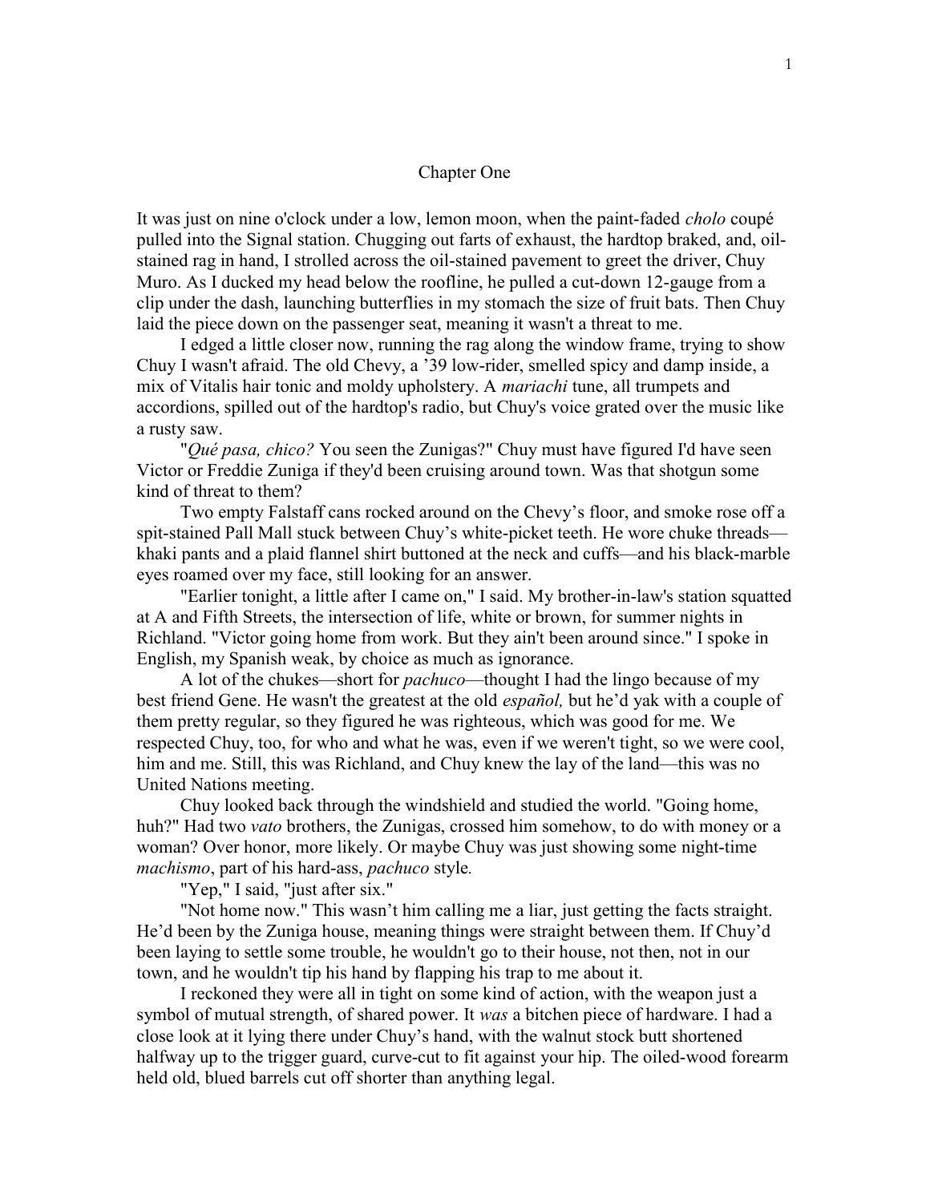# Chapter One

It was just on nine o'clock under a low, lemon moon, when the paint-faded *cholo* coupé pulled into the Signal station. Chugging out farts of exhaust, the hardtop braked, and, oil-stained rag in hand, I strolled across the oil-stained pavement to greet the driver, Chuy Muro. As I ducked my head below the roofline, he pulled a cut-down 12-gauge from a clip under the dash, launching butterflies in my stomach the size of fruit bats. Then Chuy laid the piece down on the passenger seat, meaning it wasn't a threat to me.

I edged a little closer now, running the rag along the window frame, trying to show Chuy I wasn't afraid. The old Chevy, a ’39 low-rider, smelled spicy and damp inside, a mix of Vitalis hair tonic and moldy upholstery. A *mariachi* tune, all trumpets and accordions, spilled out of the hardtop's radio, but Chuy's voice grated over the music like a rusty saw.

"*Qué pasa, chico?* You seen the Zunigas?" Chuy must have figured I'd have seen Victor or Freddie Zuniga if they'd been cruising around town. Was that shotgun some kind of threat to them?

Two empty Falstaff cans rocked around on the Chevy’s floor, and smoke rose off a spit-stained Pall Mall stuck between Chuy’s white-picket teeth. He wore chuke threads—khaki pants and a plaid flannel shirt buttoned at the neck and cuffs—and his black-marble eyes roamed over my face, still looking for an answer.

"Earlier tonight, a little after I came on," I said. My brother-in-law's station squatted at A and Fifth Streets, the intersection of life, white or brown, for summer nights in Richland. "Victor going home from work. But they ain't been around since." I spoke in English, my Spanish weak, by choice as much as ignorance.

A lot of the chukes—short for *pachuco*—thought I had the lingo because of my best friend Gene. He wasn't the greatest at the old *español,* but he’d yak with a couple of them pretty regular, so they figured he was righteous, which was good for me. We respected Chuy, too, for who and what he was, even if we weren't tight, so we were cool, him and me. Still, this was Richland, and Chuy knew the lay of the land—this was no United Nations meeting.

Chuy looked back through the windshield and studied the world. "Going home, huh?" Had two *vato* brothers, the Zunigas, crossed him somehow, to do with money or a woman? Over honor, more likely. Or maybe Chuy was just showing some night-time *machismo*, part of his hard-ass, *pachuco* style*.*

"Yep," I said, "just after six."

"Not home now." This wasn’t him calling me a liar, just getting the facts straight. He’d been by the Zuniga house, meaning things were straight between them. If Chuy’d been laying to settle some trouble, he wouldn't go to their house, not then, not in our town, and he wouldn't tip his hand by flapping his trap to me about it.

I reckoned they were all in tight on some kind of action, with the weapon just a symbol of mutual strength, of shared power. It *was* a bitchen piece of hardware. I had a close look at it lying there under Chuy’s hand, with the walnut stock butt shortened halfway up to the trigger guard, curve-cut to fit against your hip. The oiled-wood forearm held old, blued barrels cut off shorter than anything legal.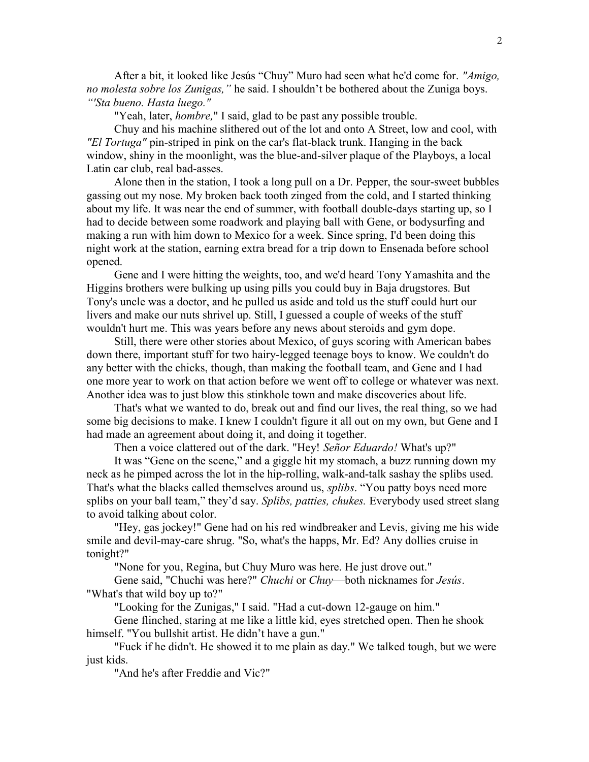After a bit, it looked like Jesús "Chuy" Muro had seen what he'd come for. *"Amigo, no molesta sobre los Zunigas,"* he said. I shouldn't be bothered about the Zuniga boys. *"'Sta bueno. Hasta luego."*

"Yeah, later, *hombre,*" I said, glad to be past any possible trouble.

Chuy and his machine slithered out of the lot and onto A Street, low and cool, with *"El Tortuga"* pin-striped in pink on the car's flat-black trunk. Hanging in the back window, shiny in the moonlight, was the blue-and-silver plaque of the Playboys, a local Latin car club, real bad-asses.

Alone then in the station, I took a long pull on a Dr. Pepper, the sour-sweet bubbles gassing out my nose. My broken back tooth zinged from the cold, and I started thinking about my life. It was near the end of summer, with football double-days starting up, so I had to decide between some roadwork and playing ball with Gene, or bodysurfing and making a run with him down to Mexico for a week. Since spring, I'd been doing this night work at the station, earning extra bread for a trip down to Ensenada before school opened.

Gene and I were hitting the weights, too, and we'd heard Tony Yamashita and the Higgins brothers were bulking up using pills you could buy in Baja drugstores. But Tony's uncle was a doctor, and he pulled us aside and told us the stuff could hurt our livers and make our nuts shrivel up. Still, I guessed a couple of weeks of the stuff wouldn't hurt me. This was years before any news about steroids and gym dope.

Still, there were other stories about Mexico, of guys scoring with American babes down there, important stuff for two hairy-legged teenage boys to know. We couldn't do any better with the chicks, though, than making the football team, and Gene and I had one more year to work on that action before we went off to college or whatever was next. Another idea was to just blow this stinkhole town and make discoveries about life.

That's what we wanted to do, break out and find our lives, the real thing, so we had some big decisions to make. I knew I couldn't figure it all out on my own, but Gene and I had made an agreement about doing it, and doing it together.

Then a voice clattered out of the dark. "Hey! *Señor Eduardo!* What's up?"

It was "Gene on the scene," and a giggle hit my stomach, a buzz running down my neck as he pimped across the lot in the hip-rolling, walk-and-talk sashay the splibs used. That's what the blacks called themselves around us, *splibs*. "You patty boys need more splibs on your ball team," they'd say. *Splibs, patties, chukes.* Everybody used street slang to avoid talking about color.

"Hey, gas jockey!" Gene had on his red windbreaker and Levis, giving me his wide smile and devil-may-care shrug. "So, what's the happs, Mr. Ed? Any dollies cruise in tonight?"

"None for you, Regina, but Chuy Muro was here. He just drove out."

Gene said, "Chuchi was here?" *Chuchi* or *Chuy*—both nicknames for *Jesús*. "What's that wild boy up to?"

"Looking for the Zunigas," I said. "Had a cut-down 12-gauge on him."

Gene flinched, staring at me like a little kid, eyes stretched open. Then he shook himself. "You bullshit artist. He didn't have a gun."

"Fuck if he didn't. He showed it to me plain as day." We talked tough, but we were just kids.

"And he's after Freddie and Vic?"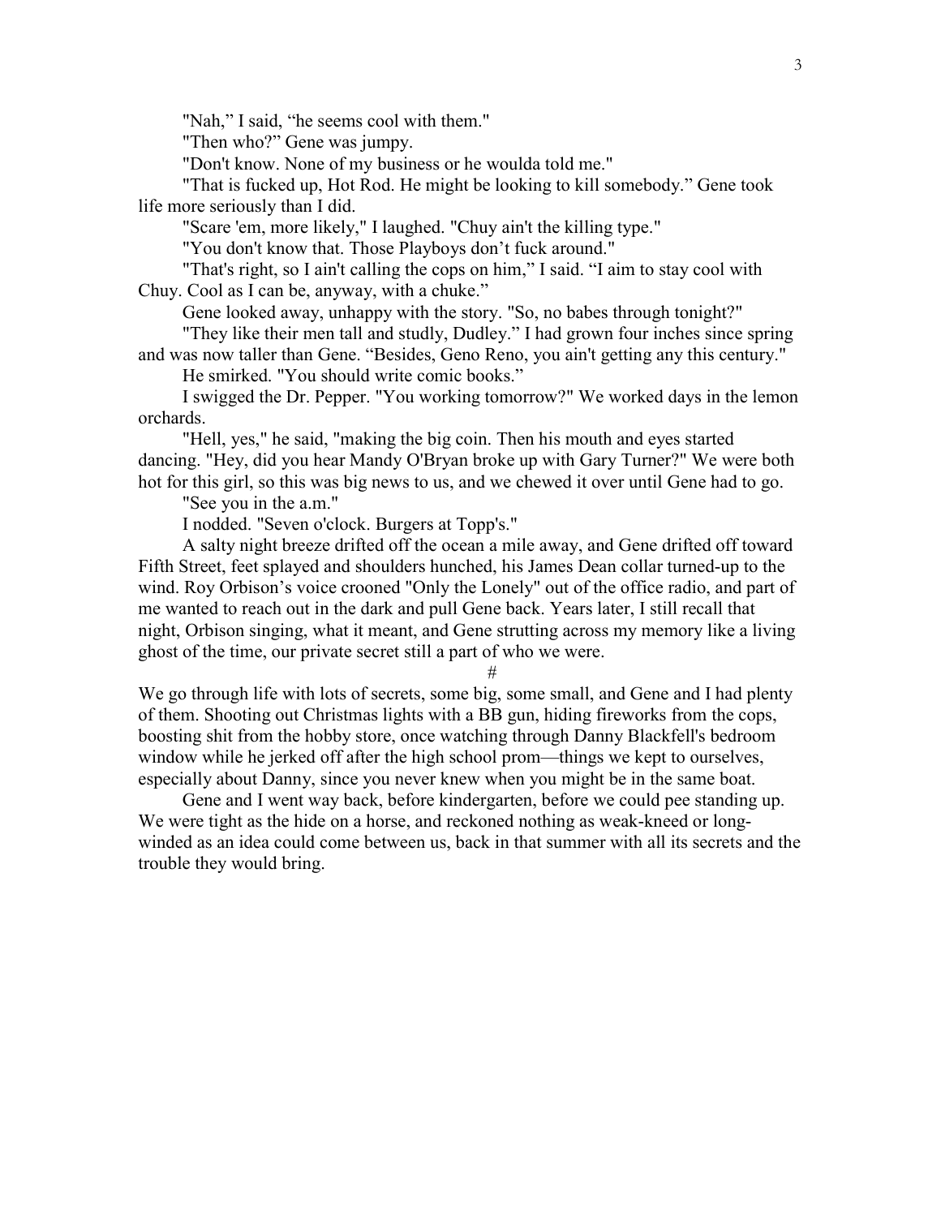"Nah," I said, "he seems cool with them."

"Then who?" Gene was jumpy.

"Don't know. None of my business or he woulda told me."

"That is fucked up, Hot Rod. He might be looking to kill somebody." Gene took life more seriously than I did.

"Scare 'em, more likely," I laughed. "Chuy ain't the killing type."

"You don't know that. Those Playboys don't fuck around."

"That's right, so I ain't calling the cops on him," I said. "I aim to stay cool with Chuy. Cool as I can be, anyway, with a chuke."

Gene looked away, unhappy with the story. "So, no babes through tonight?"

"They like their men tall and studly, Dudley." I had grown four inches since spring and was now taller than Gene. "Besides, Geno Reno, you ain't getting any this century."

He smirked. "You should write comic books."

I swigged the Dr. Pepper. "You working tomorrow?" We worked days in the lemon orchards.

"Hell, yes," he said, "making the big coin. Then his mouth and eyes started dancing. "Hey, did you hear Mandy O'Bryan broke up with Gary Turner?" We were both hot for this girl, so this was big news to us, and we chewed it over until Gene had to go.

"See you in the a.m."

I nodded. "Seven o'clock. Burgers at Topp's."

A salty night breeze drifted off the ocean a mile away, and Gene drifted off toward Fifth Street, feet splayed and shoulders hunched, his James Dean collar turned-up to the wind. Roy Orbison's voice crooned "Only the Lonely" out of the office radio, and part of me wanted to reach out in the dark and pull Gene back. Years later, I still recall that night, Orbison singing, what it meant, and Gene strutting across my memory like a living ghost of the time, our private secret still a part of who we were.

#

We go through life with lots of secrets, some big, some small, and Gene and I had plenty of them. Shooting out Christmas lights with a BB gun, hiding fireworks from the cops, boosting shit from the hobby store, once watching through Danny Blackfell's bedroom window while he jerked off after the high school prom—things we kept to ourselves, especially about Danny, since you never knew when you might be in the same boat.

Gene and I went way back, before kindergarten, before we could pee standing up. We were tight as the hide on a horse, and reckoned nothing as weak-kneed or long-winded as an idea could come between us, back in that summer with all its secrets and the trouble they would bring.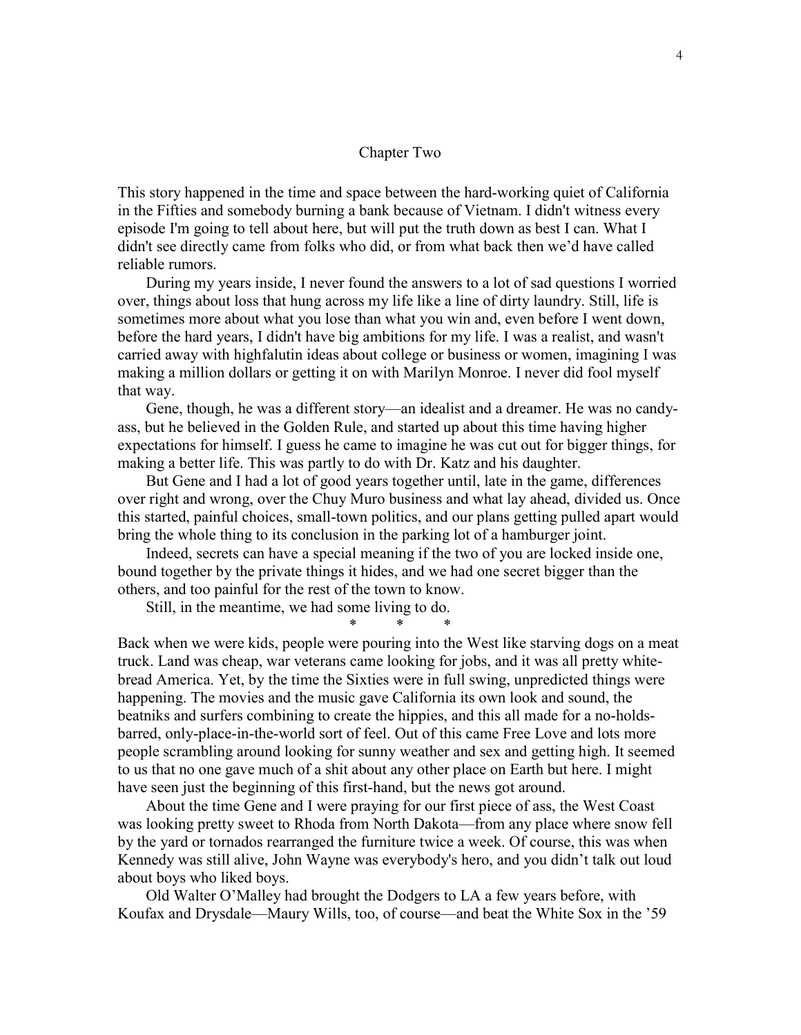## Chapter Two

This story happened in the time and space between the hard-working quiet of California in the Fifties and somebody burning a bank because of Vietnam. I didn't witness every episode I'm going to tell about here, but will put the truth down as best I can. What I didn't see directly came from folks who did, or from what back then we'd have called reliable rumors.

During my years inside, I never found the answers to a lot of sad questions I worried over, things about loss that hung across my life like a line of dirty laundry. Still, life is sometimes more about what you lose than what you win and, even before I went down, before the hard years, I didn't have big ambitions for my life. I was a realist, and wasn't carried away with highfalutin ideas about college or business or women, imagining I was making a million dollars or getting it on with Marilyn Monroe. I never did fool myself that way.

Gene, though, he was a different story—an idealist and a dreamer. He was no candy-ass, but he believed in the Golden Rule, and started up about this time having higher expectations for himself. I guess he came to imagine he was cut out for bigger things, for making a better life. This was partly to do with Dr. Katz and his daughter.

But Gene and I had a lot of good years together until, late in the game, differences over right and wrong, over the Chuy Muro business and what lay ahead, divided us. Once this started, painful choices, small-town politics, and our plans getting pulled apart would bring the whole thing to its conclusion in the parking lot of a hamburger joint.

Indeed, secrets can have a special meaning if the two of you are locked inside one, bound together by the private things it hides, and we had one secret bigger than the others, and too painful for the rest of the town to know.

Still, in the meantime, we had some living to do.

\* \* \*

Back when we were kids, people were pouring into the West like starving dogs on a meat truck. Land was cheap, war veterans came looking for jobs, and it was all pretty white-bread America. Yet, by the time the Sixties were in full swing, unpredicted things were happening. The movies and the music gave California its own look and sound, the beatniks and surfers combining to create the hippies, and this all made for a no-holds-barred, only-place-in-the-world sort of feel. Out of this came Free Love and lots more people scrambling around looking for sunny weather and sex and getting high. It seemed to us that no one gave much of a shit about any other place on Earth but here. I might have seen just the beginning of this first-hand, but the news got around.

About the time Gene and I were praying for our first piece of ass, the West Coast was looking pretty sweet to Rhoda from North Dakota—from any place where snow fell by the yard or tornados rearranged the furniture twice a week. Of course, this was when Kennedy was still alive, John Wayne was everybody's hero, and you didn't talk out loud about boys who liked boys.

Old Walter O'Malley had brought the Dodgers to LA a few years before, with Koufax and Drysdale—Maury Wills, too, of course—and beat the White Sox in the '59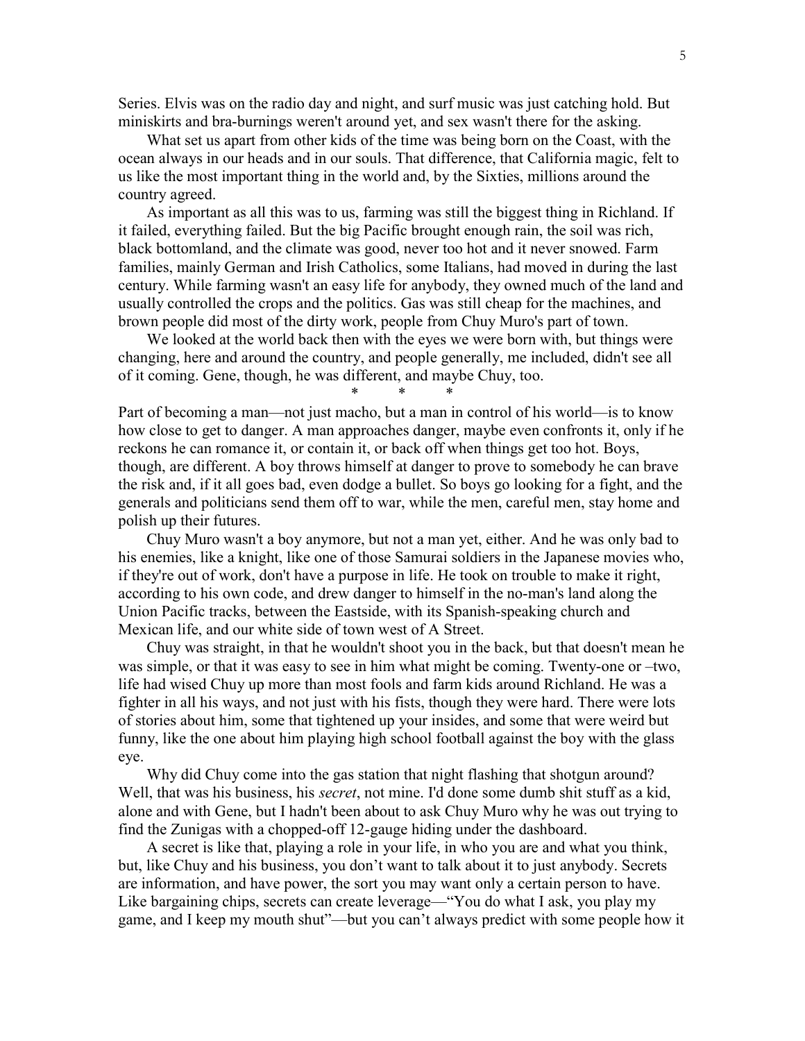Series. Elvis was on the radio day and night, and surf music was just catching hold. But miniskirts and bra-burnings weren't around yet, and sex wasn't there for the asking.

What set us apart from other kids of the time was being born on the Coast, with the ocean always in our heads and in our souls. That difference, that California magic, felt to us like the most important thing in the world and, by the Sixties, millions around the country agreed.

As important as all this was to us, farming was still the biggest thing in Richland. If it failed, everything failed. But the big Pacific brought enough rain, the soil was rich, black bottomland, and the climate was good, never too hot and it never snowed. Farm families, mainly German and Irish Catholics, some Italians, had moved in during the last century. While farming wasn't an easy life for anybody, they owned much of the land and usually controlled the crops and the politics. Gas was still cheap for the machines, and brown people did most of the dirty work, people from Chuy Muro's part of town.

We looked at the world back then with the eyes we were born with, but things were changing, here and around the country, and people generally, me included, didn't see all of it coming. Gene, though, he was different, and maybe Chuy, too.

\* \* \*

Part of becoming a man—not just macho, but a man in control of his world—is to know how close to get to danger. A man approaches danger, maybe even confronts it, only if he reckons he can romance it, or contain it, or back off when things get too hot. Boys, though, are different. A boy throws himself at danger to prove to somebody he can brave the risk and, if it all goes bad, even dodge a bullet. So boys go looking for a fight, and the generals and politicians send them off to war, while the men, careful men, stay home and polish up their futures.

Chuy Muro wasn't a boy anymore, but not a man yet, either. And he was only bad to his enemies, like a knight, like one of those Samurai soldiers in the Japanese movies who, if they're out of work, don't have a purpose in life. He took on trouble to make it right, according to his own code, and drew danger to himself in the no-man's land along the Union Pacific tracks, between the Eastside, with its Spanish-speaking church and Mexican life, and our white side of town west of A Street.

Chuy was straight, in that he wouldn't shoot you in the back, but that doesn't mean he was simple, or that it was easy to see in him what might be coming. Twenty-one or –two, life had wised Chuy up more than most fools and farm kids around Richland. He was a fighter in all his ways, and not just with his fists, though they were hard. There were lots of stories about him, some that tightened up your insides, and some that were weird but funny, like the one about him playing high school football against the boy with the glass eye.

Why did Chuy come into the gas station that night flashing that shotgun around? Well, that was his business, his *secret*, not mine. I'd done some dumb shit stuff as a kid, alone and with Gene, but I hadn't been about to ask Chuy Muro why he was out trying to find the Zunigas with a chopped-off 12-gauge hiding under the dashboard.

A secret is like that, playing a role in your life, in who you are and what you think, but, like Chuy and his business, you don't want to talk about it to just anybody. Secrets are information, and have power, the sort you may want only a certain person to have. Like bargaining chips, secrets can create leverage—"You do what I ask, you play my game, and I keep my mouth shut"—but you can't always predict with some people how it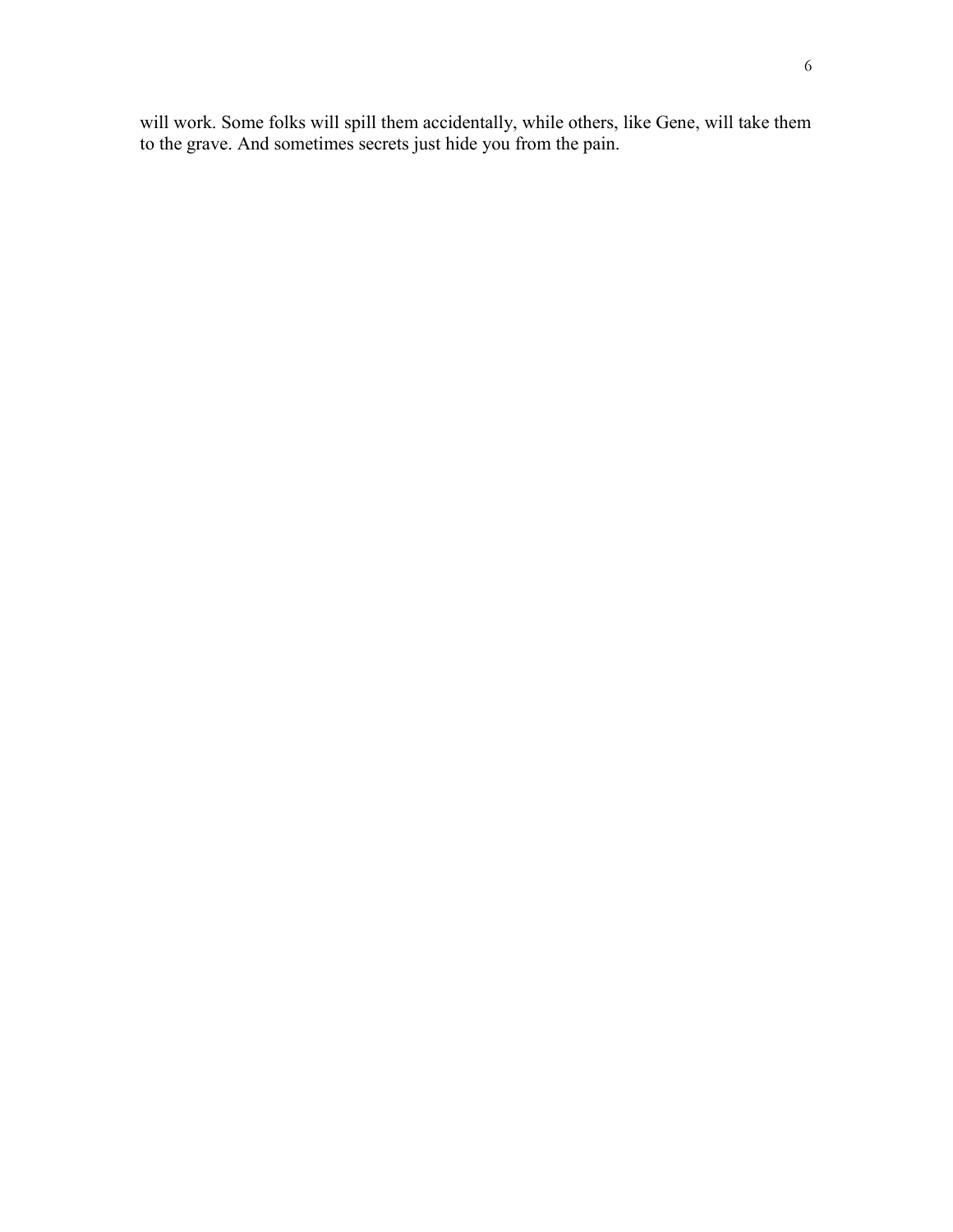will work. Some folks will spill them accidentally, while others, like Gene, will take them to the grave. And sometimes secrets just hide you from the pain.